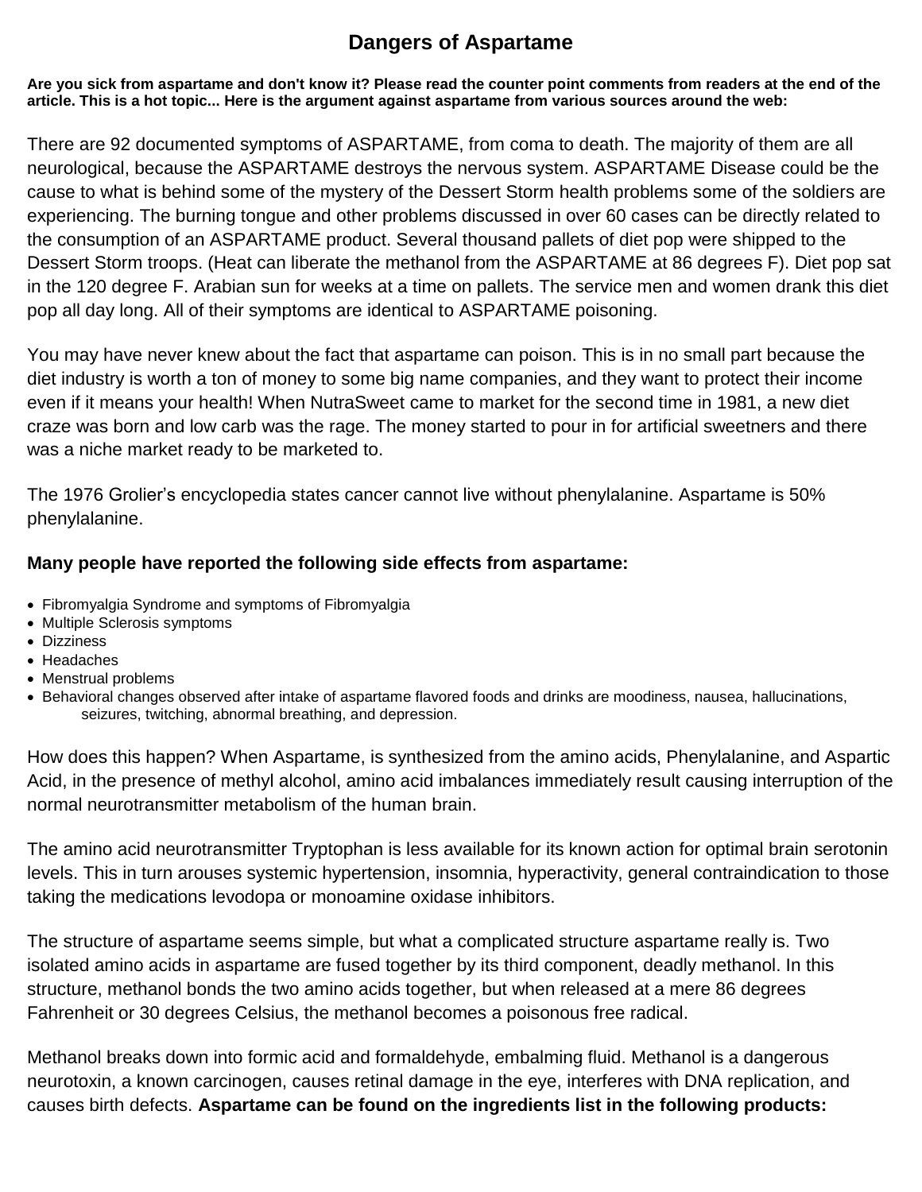# Dangers of Aspartame

**Are you sick from aspartame and don't know it? Please read the counter point comments from readers at the end of the article. This is a hot topic... Here is the argument against aspartame from various sources around the web:**

There are 92 documented symptoms of ASPARTAME, from coma to death. The majority of them are all neurological, because the ASPARTAME destroys the nervous system. ASPARTAME Disease could be the cause to what is behind some of the mystery of the Dessert Storm health problems some of the soldiers are experiencing. The burning tongue and other problems discussed in over 60 cases can be directly related to the consumption of an ASPARTAME product. Several thousand pallets of diet pop were shipped to the Dessert Storm troops. (Heat can liberate the methanol from the ASPARTAME at 86 degrees F). Diet pop sat in the 120 degree F. Arabian sun for weeks at a time on pallets. The service men and women drank this diet pop all day long. All of their symptoms are identical to ASPARTAME poisoning.

You may have never knew about the fact that aspartame can poison. This is in no small part because the diet industry is worth a ton of money to some big name companies, and they want to protect their income even if it means your health! When NutraSweet came to market for the second time in 1981, a new diet craze was born and low carb was the rage. The money started to pour in for artificial sweetners and there was a niche market ready to be marketed to.

The 1976 Grolier's encyclopedia states cancer cannot live without phenylalanine. Aspartame is 50% phenylalanine.

**Many people have reported the following side effects from aspartame:**

- Fibromyalgia Syndrome and symptoms of Fibromyalgia
- Multiple Sclerosis symptoms
- Dizziness
- Headaches
- Menstrual problems
- Behavioral changes observed after intake of aspartame flavored foods and drinks are moodiness, nausea, hallucinations, seizures, twitching, abnormal breathing, and depression.

How does this happen? When Aspartame, is synthesized from the amino acids, Phenylalanine, and Aspartic Acid, in the presence of methyl alcohol, amino acid imbalances immediately result causing interruption of the normal neurotransmitter metabolism of the human brain.

The amino acid neurotransmitter Tryptophan is less available for its known action for optimal brain serotonin levels. This in turn arouses systemic hypertension, insomnia, hyperactivity, general contraindication to those taking the medications levodopa or monoamine oxidase inhibitors.

The structure of aspartame seems simple, but what a complicated structure aspartame really is. Two isolated amino acids in aspartame are fused together by its third component, deadly methanol. In this structure, methanol bonds the two amino acids together, but when released at a mere 86 degrees Fahrenheit or 30 degrees Celsius, the methanol becomes a poisonous free radical.

Methanol breaks down into formic acid and formaldehyde, embalming fluid. Methanol is a dangerous neurotoxin, a known carcinogen, causes retinal damage in the eye, interferes with DNA replication, and causes birth defects. **Aspartame can be found on the ingredients list in the following products:**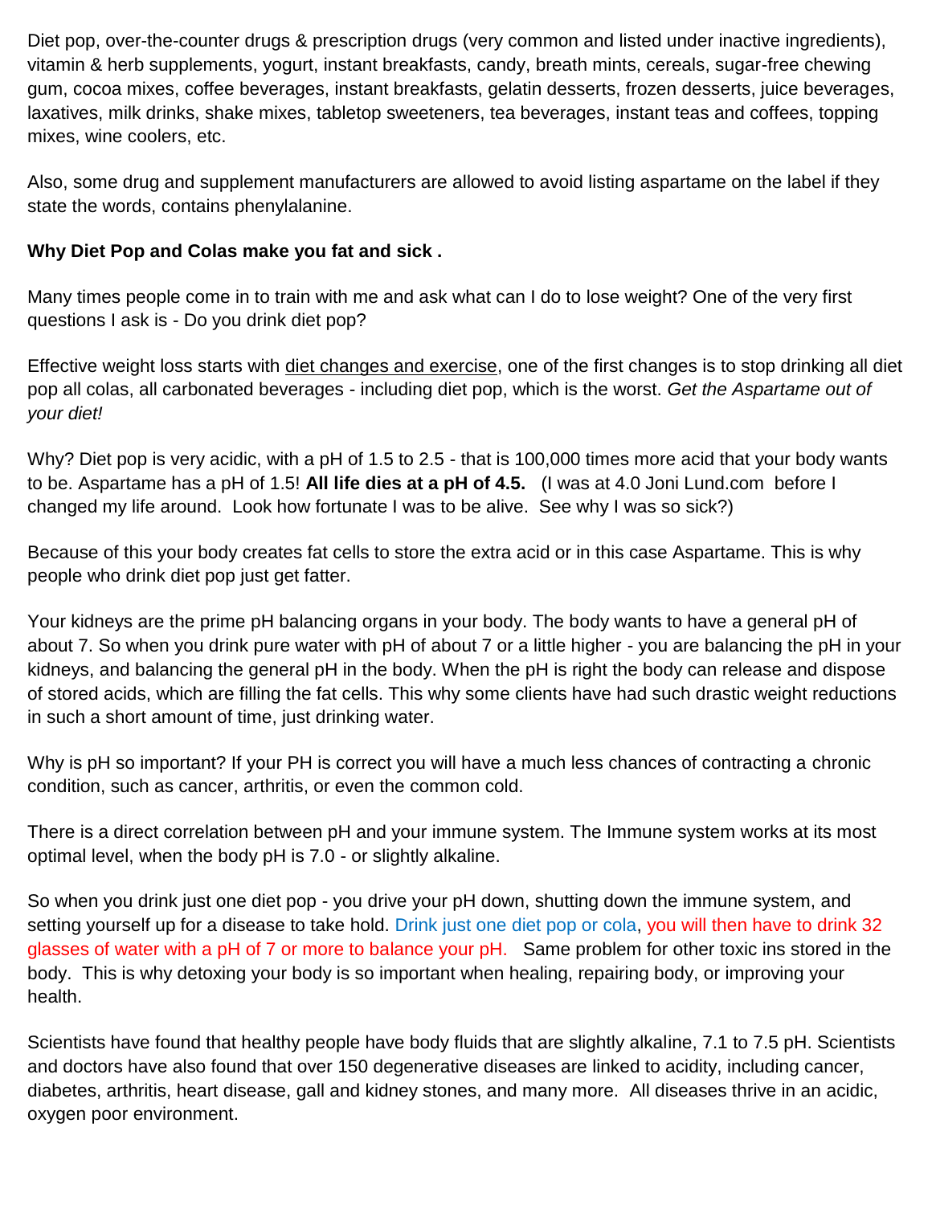Diet pop, over-the-counter drugs & prescription drugs (very common and listed under inactive ingredients), vitamin & herb supplements, yogurt, instant breakfasts, candy, breath mints, cereals, sugar-free chewing gum, cocoa mixes, coffee beverages, instant breakfasts, gelatin desserts, frozen desserts, juice beverages, laxatives, milk drinks, shake mixes, tabletop sweeteners, tea beverages, instant teas and coffees, topping mixes, wine coolers, etc.

Also, some drug and supplement manufacturers are allowed to avoid listing aspartame on the label if they state the words, contains phenylalanine.

**Why Diet Pop and Colas make you fat and sick .**

Many times people come in to train with me and ask what can I do to lose weight? One of the very first questions I ask is - Do you drink diet pop?

Effective weight loss starts with diet changes and exercise, one of the first changes is to stop drinking all diet pop all colas, all carbonated beverages - including diet pop, which is the worst. *Get the Aspartame out of your diet!*

Why? Diet pop is very acidic, with a pH of 1.5 to 2.5 - that is 100,000 times more acid that your body wants to be. Aspartame has a pH of 1.5! **All life dies at a pH of 4.5.** (I was at 4.0 Joni Lund.com before I changed my life around. Look how fortunate I was to be alive. See why I was so sick?)

Because of this your body creates fat cells to store the extra acid or in this case Aspartame. This is why people who drink diet pop just get fatter.

Your kidneys are the prime pH balancing organs in your body. The body wants to have a general pH of about 7. So when you drink pure water with pH of about 7 or a little higher - you are balancing the pH in your kidneys, and balancing the general pH in the body. When the pH is right the body can release and dispose of stored acids, which are filling the fat cells. This why some clients have had such drastic weight reductions in such a short amount of time, just drinking water.

Why is pH so important? If your PH is correct you will have a much less chances of contracting a chronic condition, such as cancer, arthritis, or even the common cold.

There is a direct correlation between pH and your immune system. The Immune system works at its most optimal level, when the body pH is 7.0 - or slightly alkaline.

So when you drink just one diet pop - you drive your pH down, shutting down the immune system, and setting yourself up for a disease to take hold. Drink just one diet pop or cola, you will then have to drink 32 glasses of water with a pH of 7 or more to balance your pH. Same problem for other toxic ins stored in the body. This is why detoxing your body is so important when healing, repairing body, or improving your health.

Scientists have found that healthy people have body fluids that are slightly alkaline, 7.1 to 7.5 pH. Scientists and doctors have also found that over 150 degenerative diseases are linked to acidity, including cancer, diabetes, arthritis, heart disease, gall and kidney stones, and many more. All diseases thrive in an acidic, oxygen poor environment.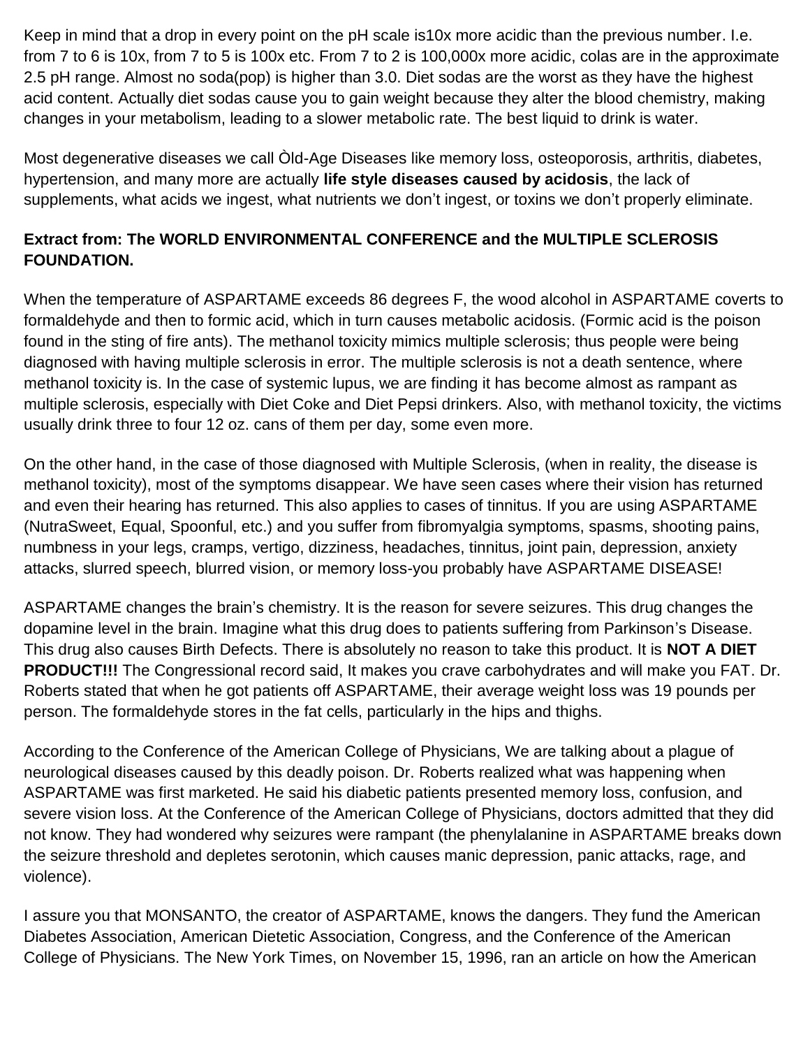Keep in mind that a drop in every point on the pH scale is10x more acidic than the previous number. I.e. from 7 to 6 is 10x, from 7 to 5 is 100x etc. From 7 to 2 is 100,000x more acidic, colas are in the approximate 2.5 pH range. Almost no soda(pop) is higher than 3.0. Diet sodas are the worst as they have the highest acid content. Actually diet sodas cause you to gain weight because they alter the blood chemistry, making changes in your metabolism, leading to a slower metabolic rate. The best liquid to drink is water.

Most degenerative diseases we call Òld-Age Diseases like memory loss, osteoporosis, arthritis, diabetes, hypertension, and many more are actually **life style diseases caused by acidosis**, the lack of supplements, what acids we ingest, what nutrients we don't ingest, or toxins we don't properly eliminate.

**Extract from: The WORLD ENVIRONMENTAL CONFERENCE and the MULTIPLE SCLEROSIS FOUNDATION.**

When the temperature of ASPARTAME exceeds 86 degrees F, the wood alcohol in ASPARTAME coverts to formaldehyde and then to formic acid, which in turn causes metabolic acidosis. (Formic acid is the poison found in the sting of fire ants). The methanol toxicity mimics multiple sclerosis; thus people were being diagnosed with having multiple sclerosis in error. The multiple sclerosis is not a death sentence, where methanol toxicity is. In the case of systemic lupus, we are finding it has become almost as rampant as multiple sclerosis, especially with Diet Coke and Diet Pepsi drinkers. Also, with methanol toxicity, the victims usually drink three to four 12 oz. cans of them per day, some even more.

On the other hand, in the case of those diagnosed with Multiple Sclerosis, (when in reality, the disease is methanol toxicity), most of the symptoms disappear. We have seen cases where their vision has returned and even their hearing has returned. This also applies to cases of tinnitus. If you are using ASPARTAME (NutraSweet, Equal, Spoonful, etc.) and you suffer from fibromyalgia symptoms, spasms, shooting pains, numbness in your legs, cramps, vertigo, dizziness, headaches, tinnitus, joint pain, depression, anxiety attacks, slurred speech, blurred vision, or memory loss-you probably have ASPARTAME DISEASE!

ASPARTAME changes the brain's chemistry. It is the reason for severe seizures. This drug changes the dopamine level in the brain. Imagine what this drug does to patients suffering from Parkinson's Disease. This drug also causes Birth Defects. There is absolutely no reason to take this product. It is **NOT A DIET PRODUCT!!!** The Congressional record said, It makes you crave carbohydrates and will make you FAT. Dr. Roberts stated that when he got patients off ASPARTAME, their average weight loss was 19 pounds per person. The formaldehyde stores in the fat cells, particularly in the hips and thighs.

According to the Conference of the American College of Physicians, We are talking about a plague of neurological diseases caused by this deadly poison. Dr. Roberts realized what was happening when ASPARTAME was first marketed. He said his diabetic patients presented memory loss, confusion, and severe vision loss. At the Conference of the American College of Physicians, doctors admitted that they did not know. They had wondered why seizures were rampant (the phenylalanine in ASPARTAME breaks down the seizure threshold and depletes serotonin, which causes manic depression, panic attacks, rage, and violence).

I assure you that MONSANTO, the creator of ASPARTAME, knows the dangers. They fund the American Diabetes Association, American Dietetic Association, Congress, and the Conference of the American College of Physicians. The New York Times, on November 15, 1996, ran an article on how the American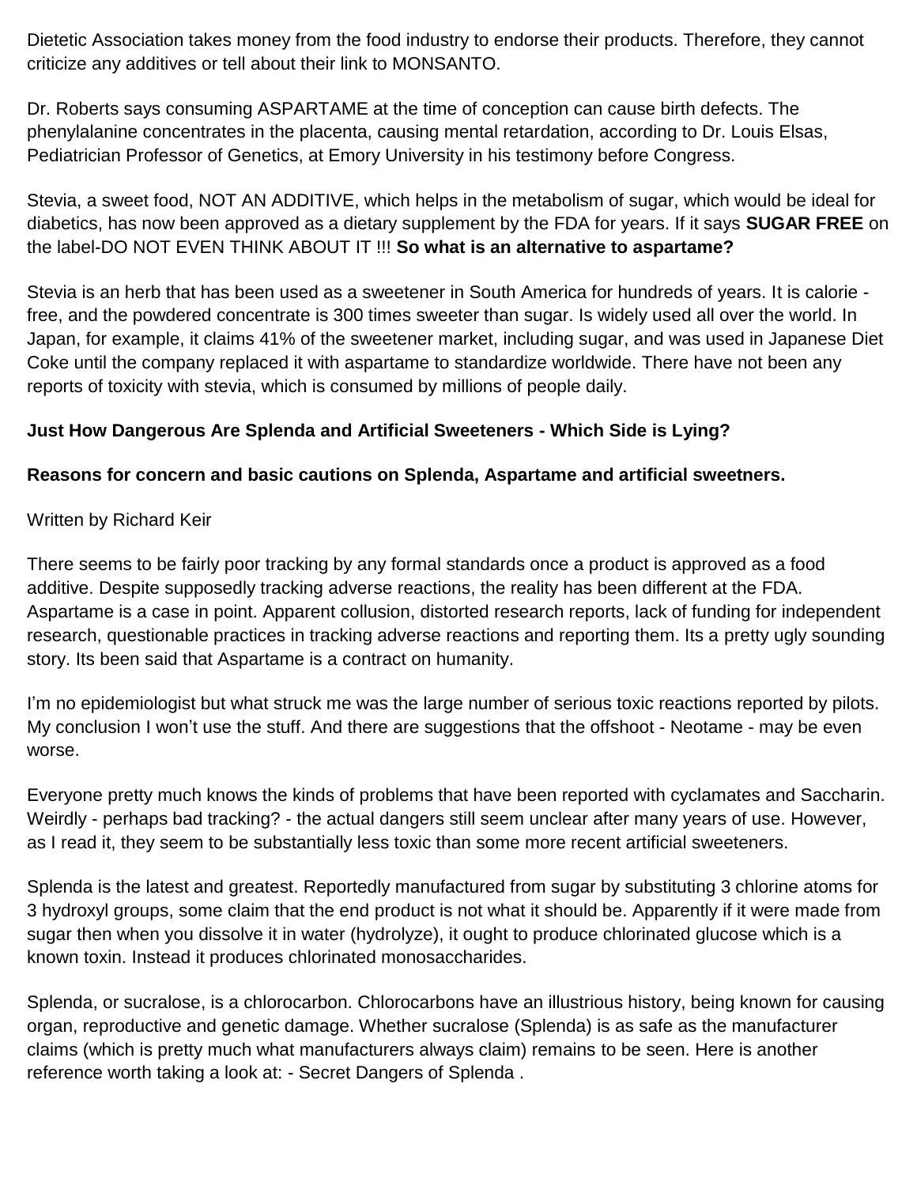Dietetic Association takes money from the food industry to endorse their products. Therefore, they cannot criticize any additives or tell about their link to MONSANTO.

Dr. Roberts says consuming ASPARTAME at the time of conception can cause birth defects. The phenylalanine concentrates in the placenta, causing mental retardation, according to Dr. Louis Elsas, Pediatrician Professor of Genetics, at Emory University in his testimony before Congress.

Stevia, a sweet food, NOT AN ADDITIVE, which helps in the metabolism of sugar, which would be ideal for diabetics, has now been approved as a dietary supplement by the FDA for years. If it says **SUGAR FREE** on the label-DO NOT EVEN THINK ABOUT IT !!! **So what is an alternative to aspartame?**

Stevia is an herb that has been used as a sweetener in South America for hundreds of years. It is calorie - free, and the powdered concentrate is 300 times sweeter than sugar. Is widely used all over the world. In Japan, for example, it claims 41% of the sweetener market, including sugar, and was used in Japanese Diet Coke until the company replaced it with aspartame to standardize worldwide. There have not been any reports of toxicity with stevia, which is consumed by millions of people daily.

**Just How Dangerous Are Splenda and Artificial Sweeteners - Which Side is Lying?**

**Reasons for concern and basic cautions on Splenda, Aspartame and artificial sweetners.**

Written by Richard Keir

There seems to be fairly poor tracking by any formal standards once a product is approved as a food additive. Despite supposedly tracking adverse reactions, the reality has been different at the FDA. Aspartame is a case in point. Apparent collusion, distorted research reports, lack of funding for independent research, questionable practices in tracking adverse reactions and reporting them. Its a pretty ugly sounding story. Its been said that Aspartame is a contract on humanity.

I'm no epidemiologist but what struck me was the large number of serious toxic reactions reported by pilots. My conclusion I won't use the stuff. And there are suggestions that the offshoot - Neotame - may be even worse.

Everyone pretty much knows the kinds of problems that have been reported with cyclamates and Saccharin. Weirdly - perhaps bad tracking? - the actual dangers still seem unclear after many years of use. However, as I read it, they seem to be substantially less toxic than some more recent artificial sweeteners.

Splenda is the latest and greatest. Reportedly manufactured from sugar by substituting 3 chlorine atoms for 3 hydroxyl groups, some claim that the end product is not what it should be. Apparently if it were made from sugar then when you dissolve it in water (hydrolyze), it ought to produce chlorinated glucose which is a known toxin. Instead it produces chlorinated monosaccharides.

Splenda, or sucralose, is a chlorocarbon. Chlorocarbons have an illustrious history, being known for causing organ, reproductive and genetic damage. Whether sucralose (Splenda) is as safe as the manufacturer claims (which is pretty much what manufacturers always claim) remains to be seen. Here is another reference worth taking a look at: - Secret Dangers of Splenda .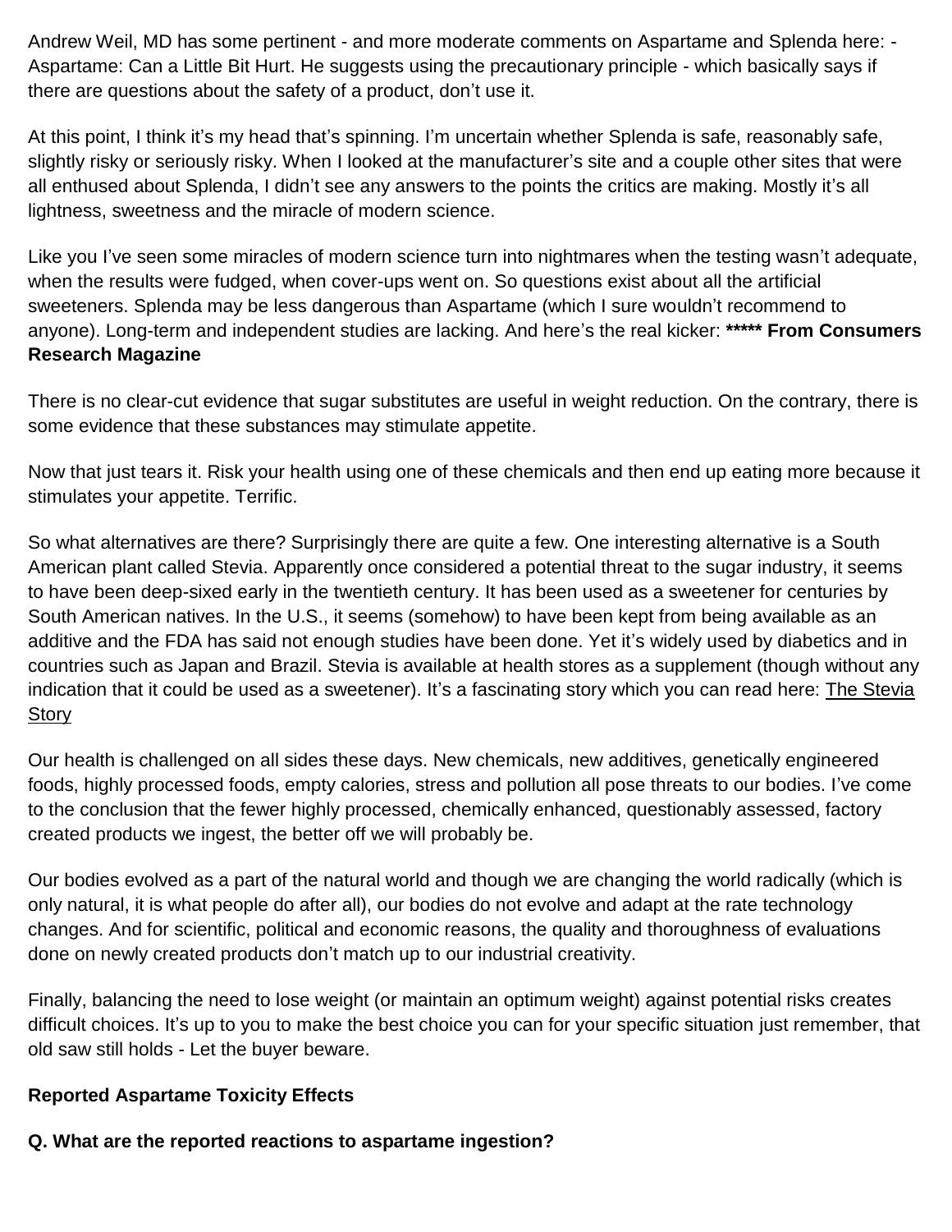Andrew Weil, MD has some pertinent - and more moderate comments on Aspartame and Splenda here: - Aspartame: Can a Little Bit Hurt. He suggests using the precautionary principle - which basically says if there are questions about the safety of a product, don't use it.

At this point, I think it's my head that's spinning. I'm uncertain whether Splenda is safe, reasonably safe, slightly risky or seriously risky. When I looked at the manufacturer's site and a couple other sites that were all enthused about Splenda, I didn't see any answers to the points the critics are making. Mostly it's all lightness, sweetness and the miracle of modern science.

Like you I've seen some miracles of modern science turn into nightmares when the testing wasn't adequate, when the results were fudged, when cover-ups went on. So questions exist about all the artificial sweeteners. Splenda may be less dangerous than Aspartame (which I sure wouldn't recommend to anyone). Long-term and independent studies are lacking. And here's the real kicker: ***** **From Consumers Research Magazine**

There is no clear-cut evidence that sugar substitutes are useful in weight reduction. On the contrary, there is some evidence that these substances may stimulate appetite.

Now that just tears it. Risk your health using one of these chemicals and then end up eating more because it stimulates your appetite. Terrific.

So what alternatives are there? Surprisingly there are quite a few. One interesting alternative is a South American plant called Stevia. Apparently once considered a potential threat to the sugar industry, it seems to have been deep-sixed early in the twentieth century. It has been used as a sweetener for centuries by South American natives. In the U.S., it seems (somehow) to have been kept from being available as an additive and the FDA has said not enough studies have been done. Yet it's widely used by diabetics and in countries such as Japan and Brazil. Stevia is available at health stores as a supplement (though without any indication that it could be used as a sweetener). It's a fascinating story which you can read here: The Stevia Story

Our health is challenged on all sides these days. New chemicals, new additives, genetically engineered foods, highly processed foods, empty calories, stress and pollution all pose threats to our bodies. I've come to the conclusion that the fewer highly processed, chemically enhanced, questionably assessed, factory created products we ingest, the better off we will probably be.

Our bodies evolved as a part of the natural world and though we are changing the world radically (which is only natural, it is what people do after all), our bodies do not evolve and adapt at the rate technology changes. And for scientific, political and economic reasons, the quality and thoroughness of evaluations done on newly created products don't match up to our industrial creativity.

Finally, balancing the need to lose weight (or maintain an optimum weight) against potential risks creates difficult choices. It's up to you to make the best choice you can for your specific situation just remember, that old saw still holds - Let the buyer beware.

**Reported Aspartame Toxicity Effects**

**Q. What are the reported reactions to aspartame ingestion?**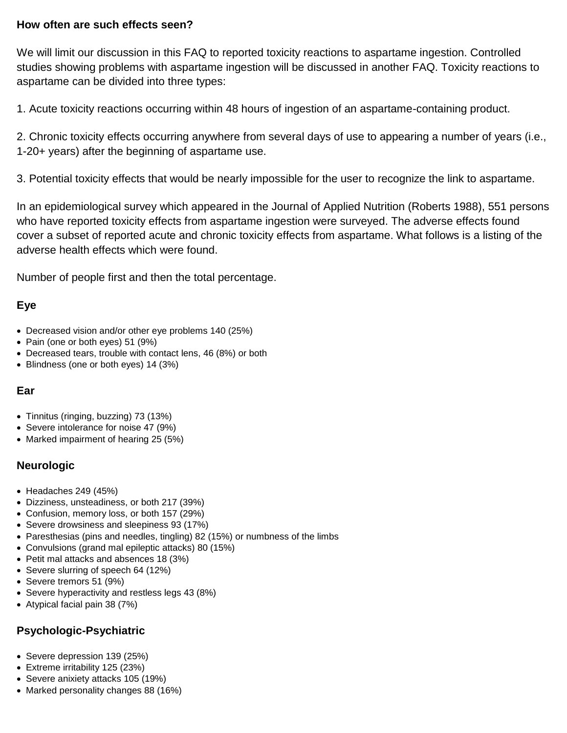**How often are such effects seen?**

We will limit our discussion in this FAQ to reported toxicity reactions to aspartame ingestion. Controlled studies showing problems with aspartame ingestion will be discussed in another FAQ. Toxicity reactions to aspartame can be divided into three types:

1. Acute toxicity reactions occurring within 48 hours of ingestion of an aspartame-containing product.

2. Chronic toxicity effects occurring anywhere from several days of use to appearing a number of years (i.e., 1-20+ years) after the beginning of aspartame use.

3. Potential toxicity effects that would be nearly impossible for the user to recognize the link to aspartame.

In an epidemiological survey which appeared in the Journal of Applied Nutrition (Roberts 1988), 551 persons who have reported toxicity effects from aspartame ingestion were surveyed. The adverse effects found cover a subset of reported acute and chronic toxicity effects from aspartame. What follows is a listing of the adverse health effects which were found.

Number of people first and then the total percentage.

### Eye

- Decreased vision and/or other eye problems 140 (25%)
- Pain (one or both eyes) 51 (9%)
- Decreased tears, trouble with contact lens, 46 (8%) or both
- Blindness (one or both eyes) 14 (3%)

### Ear

- Tinnitus (ringing, buzzing) 73 (13%)
- Severe intolerance for noise 47 (9%)
- Marked impairment of hearing 25 (5%)

### Neurologic

- Headaches 249 (45%)
- Dizziness, unsteadiness, or both 217 (39%)
- Confusion, memory loss, or both 157 (29%)
- Severe drowsiness and sleepiness 93 (17%)
- Paresthesias (pins and needles, tingling) 82 (15%) or numbness of the limbs
- Convulsions (grand mal epileptic attacks) 80 (15%)
- Petit mal attacks and absences 18 (3%)
- Severe slurring of speech 64 (12%)
- Severe tremors 51 (9%)
- Severe hyperactivity and restless legs 43 (8%)
- Atypical facial pain 38 (7%)

### Psychologic-Psychiatric

- Severe depression 139 (25%)
- Extreme irritability 125 (23%)
- Severe anixiety attacks 105 (19%)
- Marked personality changes 88 (16%)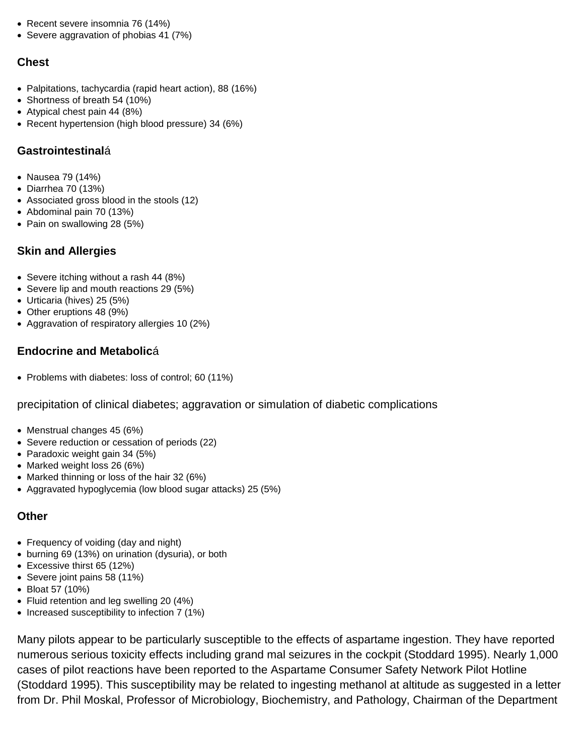- Recent severe insomnia 76 (14%)
- Severe aggravation of phobias 41 (7%)

### Chest

- Palpitations, tachycardia (rapid heart action), 88 (16%)
- Shortness of breath 54 (10%)
- Atypical chest pain 44 (8%)
- Recent hypertension (high blood pressure) 34 (6%)

### **Gastrointestinal**á

- Nausea 79 (14%)
- Diarrhea 70 (13%)
- Associated gross blood in the stools (12)
- Abdominal pain 70 (13%)
- Pain on swallowing 28 (5%)

### Skin and Allergies

- Severe itching without a rash 44 (8%)
- Severe lip and mouth reactions 29 (5%)
- Urticaria (hives) 25 (5%)
- Other eruptions 48 (9%)
- Aggravation of respiratory allergies 10 (2%)

### **Endocrine and Metabolic**á

- Problems with diabetes: loss of control; 60 (11%)

precipitation of clinical diabetes; aggravation or simulation of diabetic complications

- Menstrual changes 45 (6%)
- Severe reduction or cessation of periods (22)
- Paradoxic weight gain 34 (5%)
- Marked weight loss 26 (6%)
- Marked thinning or loss of the hair 32 (6%)
- Aggravated hypoglycemia (low blood sugar attacks) 25 (5%)

### Other

- Frequency of voiding (day and night)
- burning 69 (13%) on urination (dysuria), or both
- Excessive thirst 65 (12%)
- Severe joint pains 58 (11%)
- Bloat 57 (10%)
- Fluid retention and leg swelling 20 (4%)
- Increased susceptibility to infection 7 (1%)

Many pilots appear to be particularly susceptible to the effects of aspartame ingestion. They have reported numerous serious toxicity effects including grand mal seizures in the cockpit (Stoddard 1995). Nearly 1,000 cases of pilot reactions have been reported to the Aspartame Consumer Safety Network Pilot Hotline (Stoddard 1995). This susceptibility may be related to ingesting methanol at altitude as suggested in a letter from Dr. Phil Moskal, Professor of Microbiology, Biochemistry, and Pathology, Chairman of the Department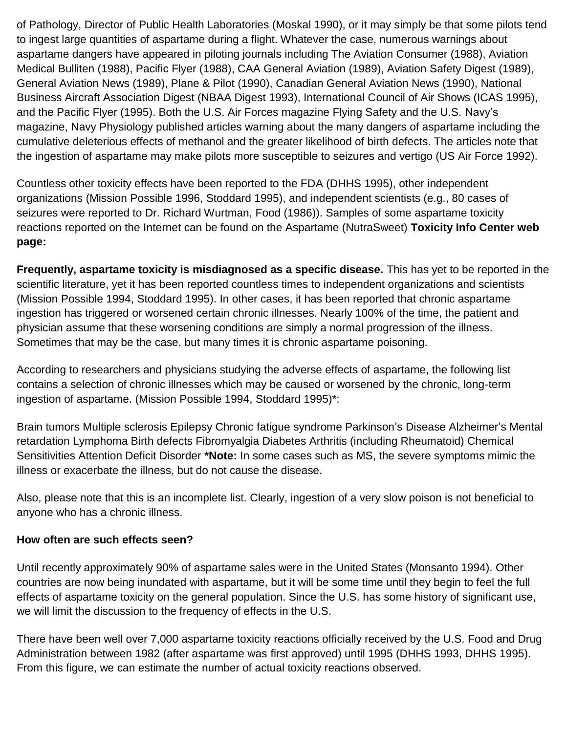of Pathology, Director of Public Health Laboratories (Moskal 1990), or it may simply be that some pilots tend to ingest large quantities of aspartame during a flight. Whatever the case, numerous warnings about aspartame dangers have appeared in piloting journals including The Aviation Consumer (1988), Aviation Medical Bulliten (1988), Pacific Flyer (1988), CAA General Aviation (1989), Aviation Safety Digest (1989), General Aviation News (1989), Plane & Pilot (1990), Canadian General Aviation News (1990), National Business Aircraft Association Digest (NBAA Digest 1993), International Council of Air Shows (ICAS 1995), and the Pacific Flyer (1995). Both the U.S. Air Forces magazine Flying Safety and the U.S. Navy's magazine, Navy Physiology published articles warning about the many dangers of aspartame including the cumulative deleterious effects of methanol and the greater likelihood of birth defects. The articles note that the ingestion of aspartame may make pilots more susceptible to seizures and vertigo (US Air Force 1992).

Countless other toxicity effects have been reported to the FDA (DHHS 1995), other independent organizations (Mission Possible 1996, Stoddard 1995), and independent scientists (e.g., 80 cases of seizures were reported to Dr. Richard Wurtman, Food (1986)). Samples of some aspartame toxicity reactions reported on the Internet can be found on the Aspartame (NutraSweet) **Toxicity Info Center web page:**

**Frequently, aspartame toxicity is misdiagnosed as a specific disease.** This has yet to be reported in the scientific literature, yet it has been reported countless times to independent organizations and scientists (Mission Possible 1994, Stoddard 1995). In other cases, it has been reported that chronic aspartame ingestion has triggered or worsened certain chronic illnesses. Nearly 100% of the time, the patient and physician assume that these worsening conditions are simply a normal progression of the illness. Sometimes that may be the case, but many times it is chronic aspartame poisoning.

According to researchers and physicians studying the adverse effects of aspartame, the following list contains a selection of chronic illnesses which may be caused or worsened by the chronic, long-term ingestion of aspartame. (Mission Possible 1994, Stoddard 1995)*:

Brain tumors Multiple sclerosis Epilepsy Chronic fatigue syndrome Parkinson's Disease Alzheimer's Mental retardation Lymphoma Birth defects Fibromyalgia Diabetes Arthritis (including Rheumatoid) Chemical Sensitivities Attention Deficit Disorder **\*Note:** In some cases such as MS, the severe symptoms mimic the illness or exacerbate the illness, but do not cause the disease.

Also, please note that this is an incomplete list. Clearly, ingestion of a very slow poison is not beneficial to anyone who has a chronic illness.

**How often are such effects seen?**

Until recently approximately 90% of aspartame sales were in the United States (Monsanto 1994). Other countries are now being inundated with aspartame, but it will be some time until they begin to feel the full effects of aspartame toxicity on the general population. Since the U.S. has some history of significant use, we will limit the discussion to the frequency of effects in the U.S.

There have been well over 7,000 aspartame toxicity reactions officially received by the U.S. Food and Drug Administration between 1982 (after aspartame was first approved) until 1995 (DHHS 1993, DHHS 1995). From this figure, we can estimate the number of actual toxicity reactions observed.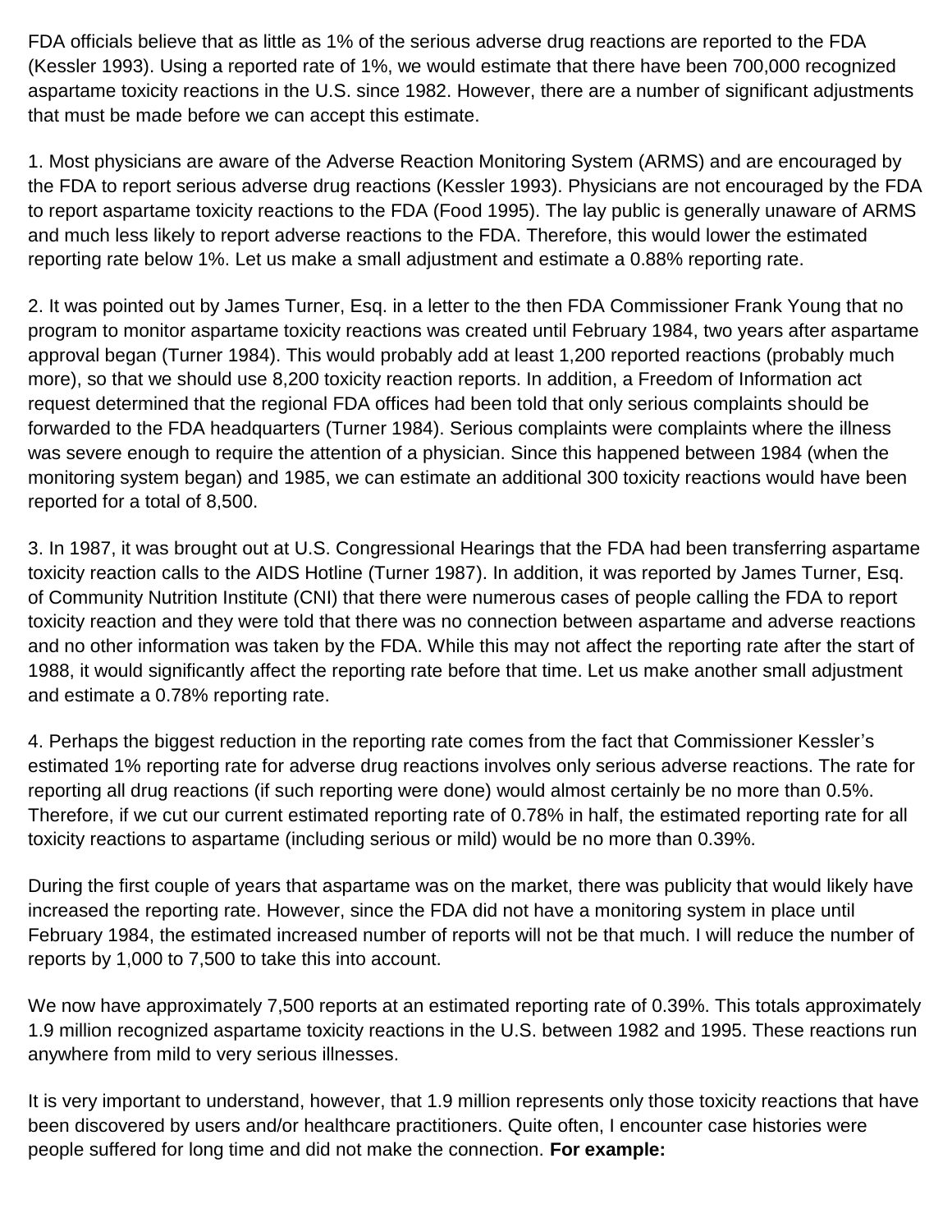FDA officials believe that as little as 1% of the serious adverse drug reactions are reported to the FDA (Kessler 1993). Using a reported rate of 1%, we would estimate that there have been 700,000 recognized aspartame toxicity reactions in the U.S. since 1982. However, there are a number of significant adjustments that must be made before we can accept this estimate.

1. Most physicians are aware of the Adverse Reaction Monitoring System (ARMS) and are encouraged by the FDA to report serious adverse drug reactions (Kessler 1993). Physicians are not encouraged by the FDA to report aspartame toxicity reactions to the FDA (Food 1995). The lay public is generally unaware of ARMS and much less likely to report adverse reactions to the FDA. Therefore, this would lower the estimated reporting rate below 1%. Let us make a small adjustment and estimate a 0.88% reporting rate.

2. It was pointed out by James Turner, Esq. in a letter to the then FDA Commissioner Frank Young that no program to monitor aspartame toxicity reactions was created until February 1984, two years after aspartame approval began (Turner 1984). This would probably add at least 1,200 reported reactions (probably much more), so that we should use 8,200 toxicity reaction reports. In addition, a Freedom of Information act request determined that the regional FDA offices had been told that only serious complaints should be forwarded to the FDA headquarters (Turner 1984). Serious complaints were complaints where the illness was severe enough to require the attention of a physician. Since this happened between 1984 (when the monitoring system began) and 1985, we can estimate an additional 300 toxicity reactions would have been reported for a total of 8,500.

3. In 1987, it was brought out at U.S. Congressional Hearings that the FDA had been transferring aspartame toxicity reaction calls to the AIDS Hotline (Turner 1987). In addition, it was reported by James Turner, Esq. of Community Nutrition Institute (CNI) that there were numerous cases of people calling the FDA to report toxicity reaction and they were told that there was no connection between aspartame and adverse reactions and no other information was taken by the FDA. While this may not affect the reporting rate after the start of 1988, it would significantly affect the reporting rate before that time. Let us make another small adjustment and estimate a 0.78% reporting rate.

4. Perhaps the biggest reduction in the reporting rate comes from the fact that Commissioner Kessler's estimated 1% reporting rate for adverse drug reactions involves only serious adverse reactions. The rate for reporting all drug reactions (if such reporting were done) would almost certainly be no more than 0.5%. Therefore, if we cut our current estimated reporting rate of 0.78% in half, the estimated reporting rate for all toxicity reactions to aspartame (including serious or mild) would be no more than 0.39%.

During the first couple of years that aspartame was on the market, there was publicity that would likely have increased the reporting rate. However, since the FDA did not have a monitoring system in place until February 1984, the estimated increased number of reports will not be that much. I will reduce the number of reports by 1,000 to 7,500 to take this into account.

We now have approximately 7,500 reports at an estimated reporting rate of 0.39%. This totals approximately 1.9 million recognized aspartame toxicity reactions in the U.S. between 1982 and 1995. These reactions run anywhere from mild to very serious illnesses.

It is very important to understand, however, that 1.9 million represents only those toxicity reactions that have been discovered by users and/or healthcare practitioners. Quite often, I encounter case histories were people suffered for long time and did not make the connection. **For example:**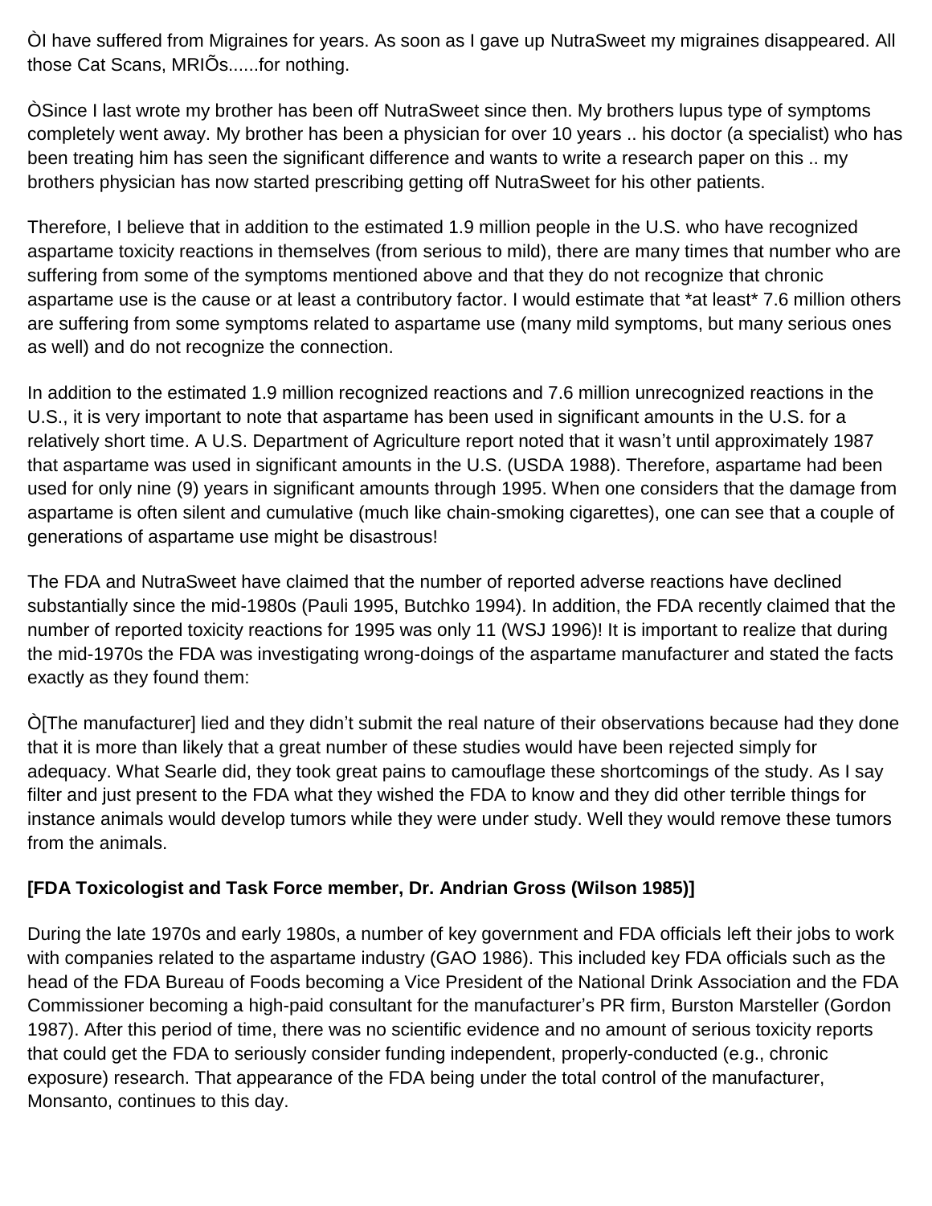ÒI have suffered from Migraines for years. As soon as I gave up NutraSweet my migraines disappeared. All those Cat Scans, MRIÕs......for nothing.

ÒSince I last wrote my brother has been off NutraSweet since then. My brothers lupus type of symptoms completely went away. My brother has been a physician for over 10 years .. his doctor (a specialist) who has been treating him has seen the significant difference and wants to write a research paper on this .. my brothers physician has now started prescribing getting off NutraSweet for his other patients.

Therefore, I believe that in addition to the estimated 1.9 million people in the U.S. who have recognized aspartame toxicity reactions in themselves (from serious to mild), there are many times that number who are suffering from some of the symptoms mentioned above and that they do not recognize that chronic aspartame use is the cause or at least a contributory factor. I would estimate that *at least* 7.6 million others are suffering from some symptoms related to aspartame use (many mild symptoms, but many serious ones as well) and do not recognize the connection.

In addition to the estimated 1.9 million recognized reactions and 7.6 million unrecognized reactions in the U.S., it is very important to note that aspartame has been used in significant amounts in the U.S. for a relatively short time. A U.S. Department of Agriculture report noted that it wasn't until approximately 1987 that aspartame was used in significant amounts in the U.S. (USDA 1988). Therefore, aspartame had been used for only nine (9) years in significant amounts through 1995. When one considers that the damage from aspartame is often silent and cumulative (much like chain-smoking cigarettes), one can see that a couple of generations of aspartame use might be disastrous!

The FDA and NutraSweet have claimed that the number of reported adverse reactions have declined substantially since the mid-1980s (Pauli 1995, Butchko 1994). In addition, the FDA recently claimed that the number of reported toxicity reactions for 1995 was only 11 (WSJ 1996)! It is important to realize that during the mid-1970s the FDA was investigating wrong-doings of the aspartame manufacturer and stated the facts exactly as they found them:

Ò[The manufacturer] lied and they didn't submit the real nature of their observations because had they done that it is more than likely that a great number of these studies would have been rejected simply for adequacy. What Searle did, they took great pains to camouflage these shortcomings of the study. As I say filter and just present to the FDA what they wished the FDA to know and they did other terrible things for instance animals would develop tumors while they were under study. Well they would remove these tumors from the animals.

**[FDA Toxicologist and Task Force member, Dr. Andrian Gross (Wilson 1985)]**

During the late 1970s and early 1980s, a number of key government and FDA officials left their jobs to work with companies related to the aspartame industry (GAO 1986). This included key FDA officials such as the head of the FDA Bureau of Foods becoming a Vice President of the National Drink Association and the FDA Commissioner becoming a high-paid consultant for the manufacturer's PR firm, Burston Marsteller (Gordon 1987). After this period of time, there was no scientific evidence and no amount of serious toxicity reports that could get the FDA to seriously consider funding independent, properly-conducted (e.g., chronic exposure) research. That appearance of the FDA being under the total control of the manufacturer, Monsanto, continues to this day.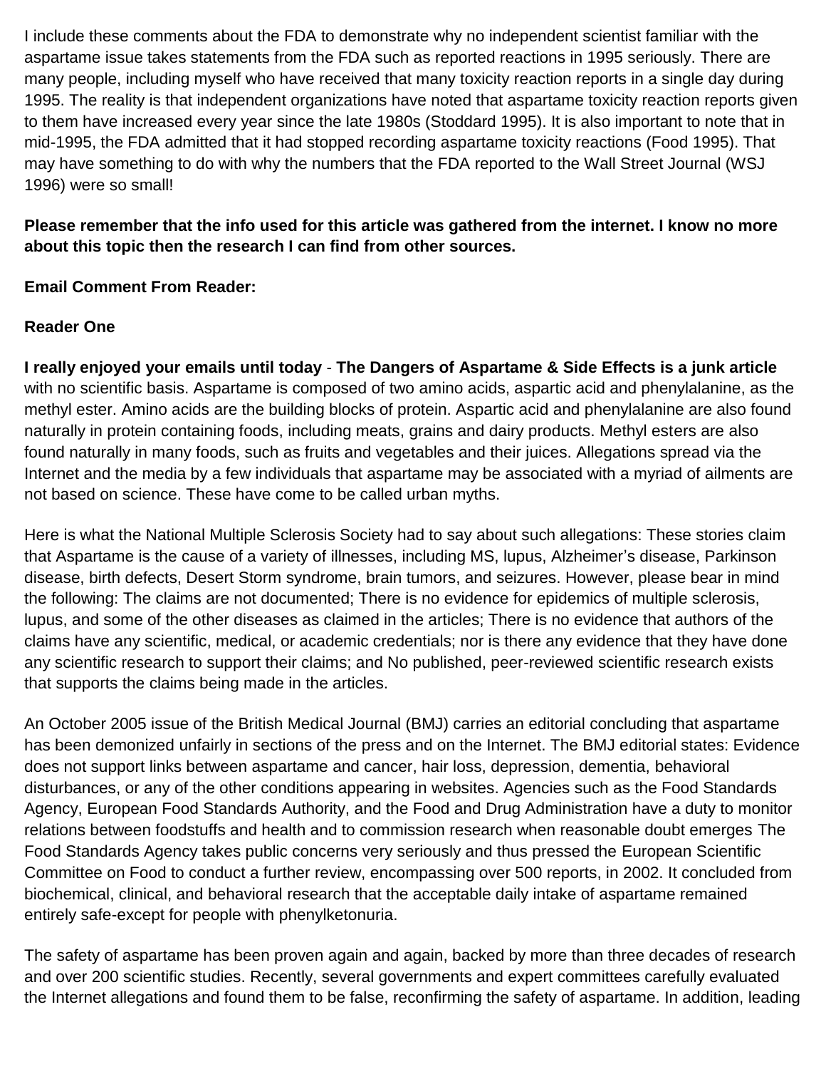I include these comments about the FDA to demonstrate why no independent scientist familiar with the aspartame issue takes statements from the FDA such as reported reactions in 1995 seriously. There are many people, including myself who have received that many toxicity reaction reports in a single day during 1995. The reality is that independent organizations have noted that aspartame toxicity reaction reports given to them have increased every year since the late 1980s (Stoddard 1995). It is also important to note that in mid-1995, the FDA admitted that it had stopped recording aspartame toxicity reactions (Food 1995). That may have something to do with why the numbers that the FDA reported to the Wall Street Journal (WSJ 1996) were so small!

**Please remember that the info used for this article was gathered from the internet. I know no more about this topic then the research I can find from other sources.**

**Email Comment From Reader:**

**Reader One**

**I really enjoyed your emails until today** - **The Dangers of Aspartame & Side Effects is a junk article** with no scientific basis. Aspartame is composed of two amino acids, aspartic acid and phenylalanine, as the methyl ester. Amino acids are the building blocks of protein. Aspartic acid and phenylalanine are also found naturally in protein containing foods, including meats, grains and dairy products. Methyl esters are also found naturally in many foods, such as fruits and vegetables and their juices. Allegations spread via the Internet and the media by a few individuals that aspartame may be associated with a myriad of ailments are not based on science. These have come to be called urban myths.

Here is what the National Multiple Sclerosis Society had to say about such allegations: These stories claim that Aspartame is the cause of a variety of illnesses, including MS, lupus, Alzheimer's disease, Parkinson disease, birth defects, Desert Storm syndrome, brain tumors, and seizures. However, please bear in mind the following: The claims are not documented; There is no evidence for epidemics of multiple sclerosis, lupus, and some of the other diseases as claimed in the articles; There is no evidence that authors of the claims have any scientific, medical, or academic credentials; nor is there any evidence that they have done any scientific research to support their claims; and No published, peer-reviewed scientific research exists that supports the claims being made in the articles.

An October 2005 issue of the British Medical Journal (BMJ) carries an editorial concluding that aspartame has been demonized unfairly in sections of the press and on the Internet. The BMJ editorial states: Evidence does not support links between aspartame and cancer, hair loss, depression, dementia, behavioral disturbances, or any of the other conditions appearing in websites. Agencies such as the Food Standards Agency, European Food Standards Authority, and the Food and Drug Administration have a duty to monitor relations between foodstuffs and health and to commission research when reasonable doubt emerges The Food Standards Agency takes public concerns very seriously and thus pressed the European Scientific Committee on Food to conduct a further review, encompassing over 500 reports, in 2002. It concluded from biochemical, clinical, and behavioral research that the acceptable daily intake of aspartame remained entirely safe-except for people with phenylketonuria.

The safety of aspartame has been proven again and again, backed by more than three decades of research and over 200 scientific studies. Recently, several governments and expert committees carefully evaluated the Internet allegations and found them to be false, reconfirming the safety of aspartame. In addition, leading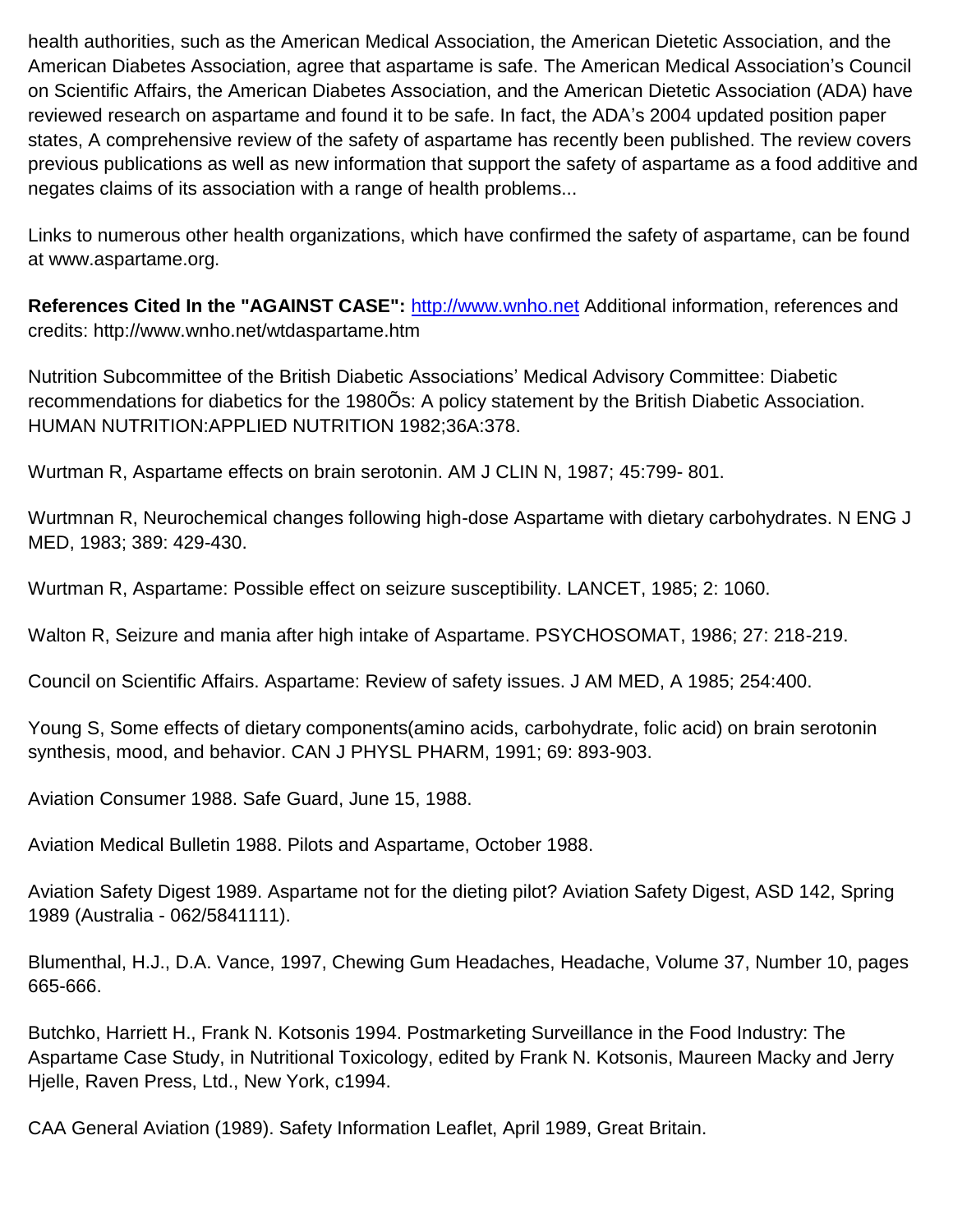health authorities, such as the American Medical Association, the American Dietetic Association, and the American Diabetes Association, agree that aspartame is safe. The American Medical Association's Council on Scientific Affairs, the American Diabetes Association, and the American Dietetic Association (ADA) have reviewed research on aspartame and found it to be safe. In fact, the ADA's 2004 updated position paper states, A comprehensive review of the safety of aspartame has recently been published. The review covers previous publications as well as new information that support the safety of aspartame as a food additive and negates claims of its association with a range of health problems...

Links to numerous other health organizations, which have confirmed the safety of aspartame, can be found at www.aspartame.org.

**References Cited In the "AGAINST CASE":** http://www.wnho.net Additional information, references and credits: http://www.wnho.net/wtdaspartame.htm

Nutrition Subcommittee of the British Diabetic Associations' Medical Advisory Committee: Diabetic recommendations for diabetics for the 1980Õs: A policy statement by the British Diabetic Association. HUMAN NUTRITION:APPLIED NUTRITION 1982;36A:378.

Wurtman R, Aspartame effects on brain serotonin. AM J CLIN N, 1987; 45:799- 801.

Wurtmnan R, Neurochemical changes following high-dose Aspartame with dietary carbohydrates. N ENG J MED, 1983; 389: 429-430.

Wurtman R, Aspartame: Possible effect on seizure susceptibility. LANCET, 1985; 2: 1060.

Walton R, Seizure and mania after high intake of Aspartame. PSYCHOSOMAT, 1986; 27: 218-219.

Council on Scientific Affairs. Aspartame: Review of safety issues. J AM MED, A 1985; 254:400.

Young S, Some effects of dietary components(amino acids, carbohydrate, folic acid) on brain serotonin synthesis, mood, and behavior. CAN J PHYSL PHARM, 1991; 69: 893-903.

Aviation Consumer 1988. Safe Guard, June 15, 1988.

Aviation Medical Bulletin 1988. Pilots and Aspartame, October 1988.

Aviation Safety Digest 1989. Aspartame not for the dieting pilot? Aviation Safety Digest, ASD 142, Spring 1989 (Australia - 062/5841111).

Blumenthal, H.J., D.A. Vance, 1997, Chewing Gum Headaches, Headache, Volume 37, Number 10, pages 665-666.

Butchko, Harriett H., Frank N. Kotsonis 1994. Postmarketing Surveillance in the Food Industry: The Aspartame Case Study, in Nutritional Toxicology, edited by Frank N. Kotsonis, Maureen Macky and Jerry Hjelle, Raven Press, Ltd., New York, c1994.

CAA General Aviation (1989). Safety Information Leaflet, April 1989, Great Britain.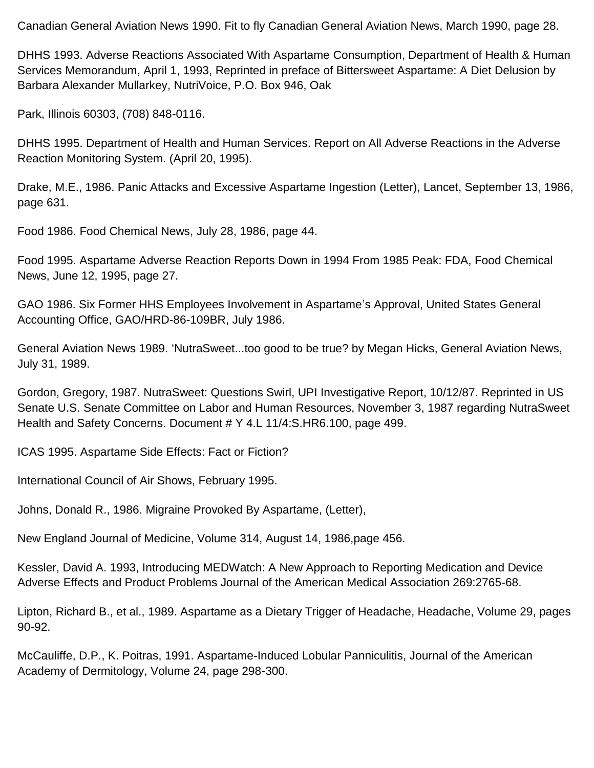Canadian General Aviation News 1990. Fit to fly Canadian General Aviation News, March 1990, page 28.

DHHS 1993. Adverse Reactions Associated With Aspartame Consumption, Department of Health & Human Services Memorandum, April 1, 1993, Reprinted in preface of Bittersweet Aspartame: A Diet Delusion by Barbara Alexander Mullarkey, NutriVoice, P.O. Box 946, Oak

Park, Illinois 60303, (708) 848-0116.

DHHS 1995. Department of Health and Human Services. Report on All Adverse Reactions in the Adverse Reaction Monitoring System. (April 20, 1995).

Drake, M.E., 1986. Panic Attacks and Excessive Aspartame Ingestion (Letter), Lancet, September 13, 1986, page 631.

Food 1986. Food Chemical News, July 28, 1986, page 44.

Food 1995. Aspartame Adverse Reaction Reports Down in 1994 From 1985 Peak: FDA, Food Chemical News, June 12, 1995, page 27.

GAO 1986. Six Former HHS Employees Involvement in Aspartame's Approval, United States General Accounting Office, GAO/HRD-86-109BR, July 1986.

General Aviation News 1989. 'NutraSweet...too good to be true? by Megan Hicks, General Aviation News, July 31, 1989.

Gordon, Gregory, 1987. NutraSweet: Questions Swirl, UPI Investigative Report, 10/12/87. Reprinted in US Senate U.S. Senate Committee on Labor and Human Resources, November 3, 1987 regarding NutraSweet Health and Safety Concerns. Document # Y 4.L 11/4:S.HR6.100, page 499.

ICAS 1995. Aspartame Side Effects: Fact or Fiction?

International Council of Air Shows, February 1995.

Johns, Donald R., 1986. Migraine Provoked By Aspartame, (Letter),

New England Journal of Medicine, Volume 314, August 14, 1986,page 456.

Kessler, David A. 1993, Introducing MEDWatch: A New Approach to Reporting Medication and Device Adverse Effects and Product Problems Journal of the American Medical Association 269:2765-68.

Lipton, Richard B., et al., 1989. Aspartame as a Dietary Trigger of Headache, Headache, Volume 29, pages 90-92.

McCauliffe, D.P., K. Poitras, 1991. Aspartame-Induced Lobular Panniculitis, Journal of the American Academy of Dermitology, Volume 24, page 298-300.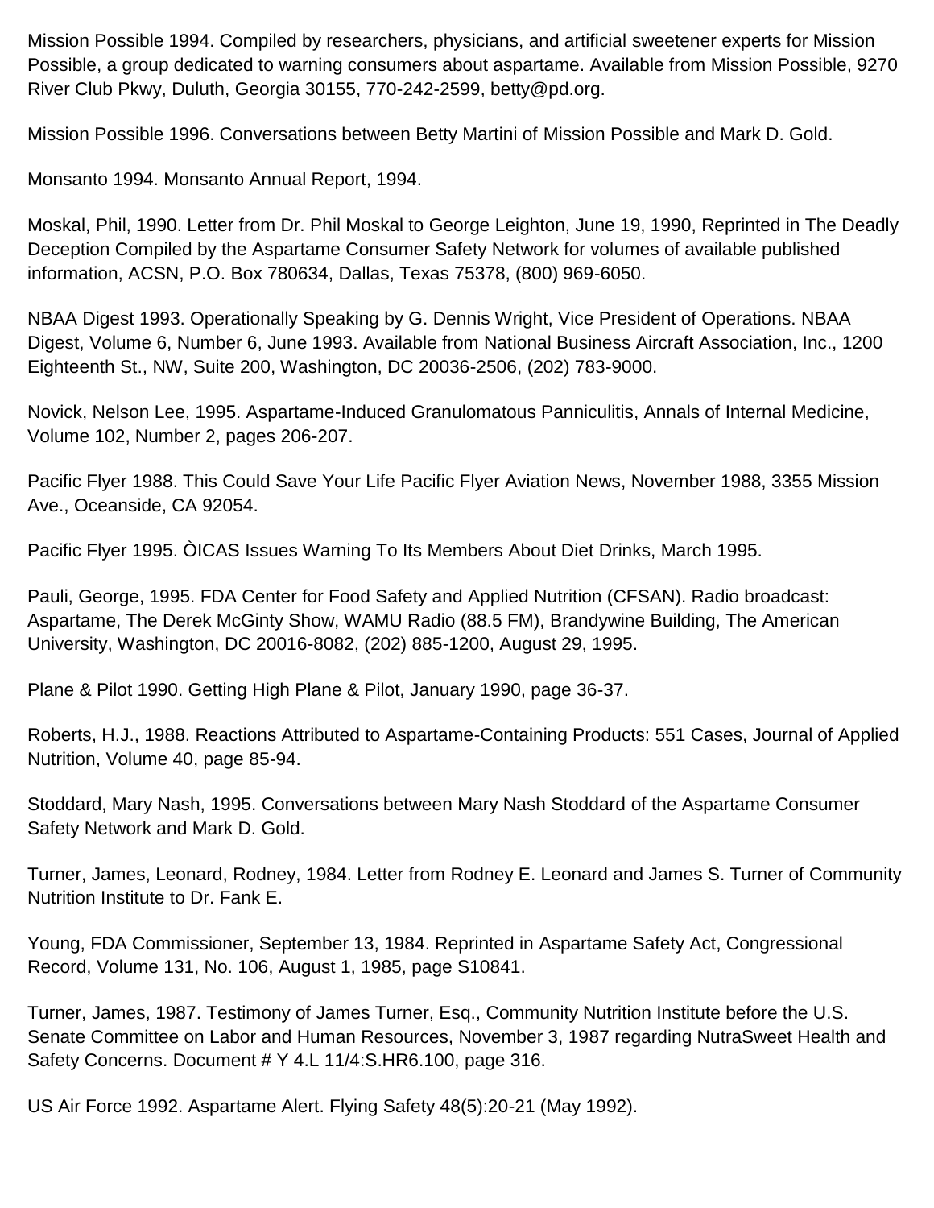Mission Possible 1994. Compiled by researchers, physicians, and artificial sweetener experts for Mission Possible, a group dedicated to warning consumers about aspartame. Available from Mission Possible, 9270 River Club Pkwy, Duluth, Georgia 30155, 770-242-2599, betty@pd.org.

Mission Possible 1996. Conversations between Betty Martini of Mission Possible and Mark D. Gold.

Monsanto 1994. Monsanto Annual Report, 1994.

Moskal, Phil, 1990. Letter from Dr. Phil Moskal to George Leighton, June 19, 1990, Reprinted in The Deadly Deception Compiled by the Aspartame Consumer Safety Network for volumes of available published information, ACSN, P.O. Box 780634, Dallas, Texas 75378, (800) 969-6050.

NBAA Digest 1993. Operationally Speaking by G. Dennis Wright, Vice President of Operations. NBAA Digest, Volume 6, Number 6, June 1993. Available from National Business Aircraft Association, Inc., 1200 Eighteenth St., NW, Suite 200, Washington, DC 20036-2506, (202) 783-9000.

Novick, Nelson Lee, 1995. Aspartame-Induced Granulomatous Panniculitis, Annals of Internal Medicine, Volume 102, Number 2, pages 206-207.

Pacific Flyer 1988. This Could Save Your Life Pacific Flyer Aviation News, November 1988, 3355 Mission Ave., Oceanside, CA 92054.

Pacific Flyer 1995. ÒICAS Issues Warning To Its Members About Diet Drinks, March 1995.

Pauli, George, 1995. FDA Center for Food Safety and Applied Nutrition (CFSAN). Radio broadcast: Aspartame, The Derek McGinty Show, WAMU Radio (88.5 FM), Brandywine Building, The American University, Washington, DC 20016-8082, (202) 885-1200, August 29, 1995.

Plane & Pilot 1990. Getting High Plane & Pilot, January 1990, page 36-37.

Roberts, H.J., 1988. Reactions Attributed to Aspartame-Containing Products: 551 Cases, Journal of Applied Nutrition, Volume 40, page 85-94.

Stoddard, Mary Nash, 1995. Conversations between Mary Nash Stoddard of the Aspartame Consumer Safety Network and Mark D. Gold.

Turner, James, Leonard, Rodney, 1984. Letter from Rodney E. Leonard and James S. Turner of Community Nutrition Institute to Dr. Fank E.

Young, FDA Commissioner, September 13, 1984. Reprinted in Aspartame Safety Act, Congressional Record, Volume 131, No. 106, August 1, 1985, page S10841.

Turner, James, 1987. Testimony of James Turner, Esq., Community Nutrition Institute before the U.S. Senate Committee on Labor and Human Resources, November 3, 1987 regarding NutraSweet Health and Safety Concerns. Document # Y 4.L 11/4:S.HR6.100, page 316.

US Air Force 1992. Aspartame Alert. Flying Safety 48(5):20-21 (May 1992).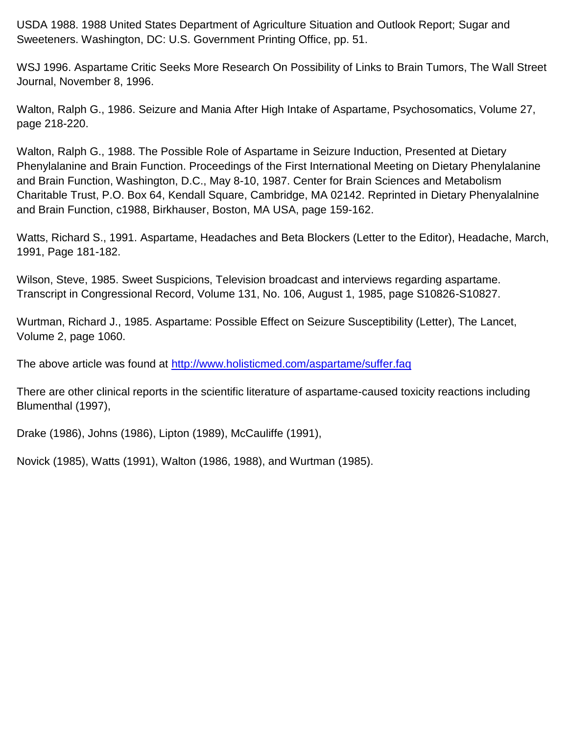USDA 1988. 1988 United States Department of Agriculture Situation and Outlook Report; Sugar and Sweeteners. Washington, DC: U.S. Government Printing Office, pp. 51.

WSJ 1996. Aspartame Critic Seeks More Research On Possibility of Links to Brain Tumors, The Wall Street Journal, November 8, 1996.

Walton, Ralph G., 1986. Seizure and Mania After High Intake of Aspartame, Psychosomatics, Volume 27, page 218-220.

Walton, Ralph G., 1988. The Possible Role of Aspartame in Seizure Induction, Presented at Dietary Phenylalanine and Brain Function. Proceedings of the First International Meeting on Dietary Phenylalanine and Brain Function, Washington, D.C., May 8-10, 1987. Center for Brain Sciences and Metabolism Charitable Trust, P.O. Box 64, Kendall Square, Cambridge, MA 02142. Reprinted in Dietary Phenyalalnine and Brain Function, c1988, Birkhauser, Boston, MA USA, page 159-162.

Watts, Richard S., 1991. Aspartame, Headaches and Beta Blockers (Letter to the Editor), Headache, March, 1991, Page 181-182.

Wilson, Steve, 1985. Sweet Suspicions, Television broadcast and interviews regarding aspartame. Transcript in Congressional Record, Volume 131, No. 106, August 1, 1985, page S10826-S10827.

Wurtman, Richard J., 1985. Aspartame: Possible Effect on Seizure Susceptibility (Letter), The Lancet, Volume 2, page 1060.

The above article was found at http://www.holisticmed.com/aspartame/suffer.faq

There are other clinical reports in the scientific literature of aspartame-caused toxicity reactions including Blumenthal (1997),

Drake (1986), Johns (1986), Lipton (1989), McCauliffe (1991),

Novick (1985), Watts (1991), Walton (1986, 1988), and Wurtman (1985).